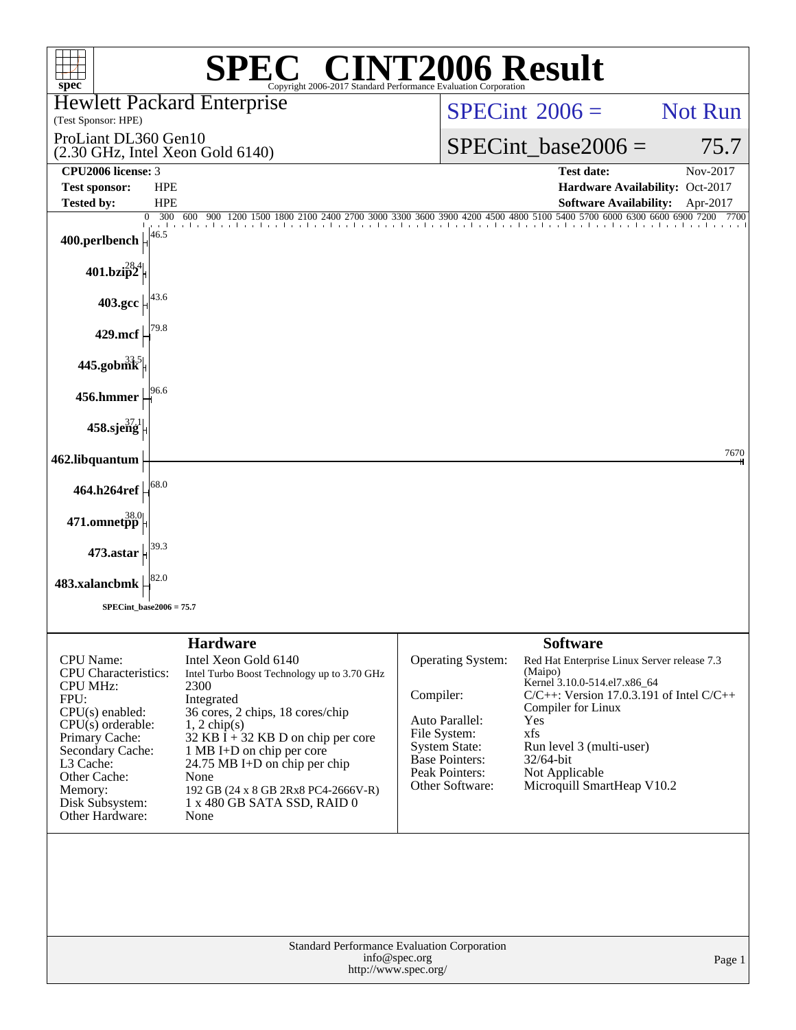# SPEC® CINT2006 Result

Copyright 2006-2017 Standard Performance Evaluation Corporation

**Hewlett Packard Enterprise**
(Test Sponsor: HPE)

ProLiant DL360 Gen10
(2.30 GHz, Intel Xeon Gold 6140)

SPECint_2006 = Not Run

SPECint_base2006 = 75.7

| | | | |
|---|---|---|---|
| **CPU2006 license:** | 3 | **Test date:** | Nov-2017 |
| **Test sponsor:** | HPE | **Hardware Availability:** | Oct-2017 |
| **Tested by:** | HPE | **Software Availability:** | Apr-2017 |

| Benchmark | Base Ratio |
|---|---|
| 400.perlbench | 46.5 |
| 401.bzip2 | 28.4 |
| 403.gcc | 43.6 |
| 429.mcf | 79.8 |
| 445.gobmk | 33.5 |
| 456.hmmer | 96.6 |
| 458.sjeng | 37.1 |
| 462.libquantum | 7670 |
| 464.h264ref | 68.0 |
| 471.omnetpp | 38.0 |
| 473.astar | 39.3 |
| 483.xalancbmk | 82.0 |

SPECint_base2006 = 75.7

## Hardware

| | |
|---|---|
| CPU Name: | Intel Xeon Gold 6140 |
| CPU Characteristics: | Intel Turbo Boost Technology up to 3.70 GHz |
| CPU MHz: | 2300 |
| FPU: | Integrated |
| CPU(s) enabled: | 36 cores, 2 chips, 18 cores/chip |
| CPU(s) orderable: | 1, 2 chip(s) |
| Primary Cache: | 32 KB I + 32 KB D on chip per core |
| Secondary Cache: | 1 MB I+D on chip per core |
| L3 Cache: | 24.75 MB I+D on chip per chip |
| Other Cache: | None |
| Memory: | 192 GB (24 x 8 GB 2Rx8 PC4-2666V-R) |
| Disk Subsystem: | 1 x 480 GB SATA SSD, RAID 0 |
| Other Hardware: | None |

## Software

| | |
|---|---|
| Operating System: | Red Hat Enterprise Linux Server release 7.3 (Maipo) Kernel 3.10.0-514.el7.x86_64 |
| Compiler: | C/C++: Version 17.0.3.191 of Intel C/C++ Compiler for Linux |
| Auto Parallel: | Yes |
| File System: | xfs |
| System State: | Run level 3 (multi-user) |
| Base Pointers: | 32/64-bit |
| Peak Pointers: | Not Applicable |
| Other Software: | Microquill SmartHeap V10.2 |

Standard Performance Evaluation Corporation
info@spec.org
http://www.spec.org/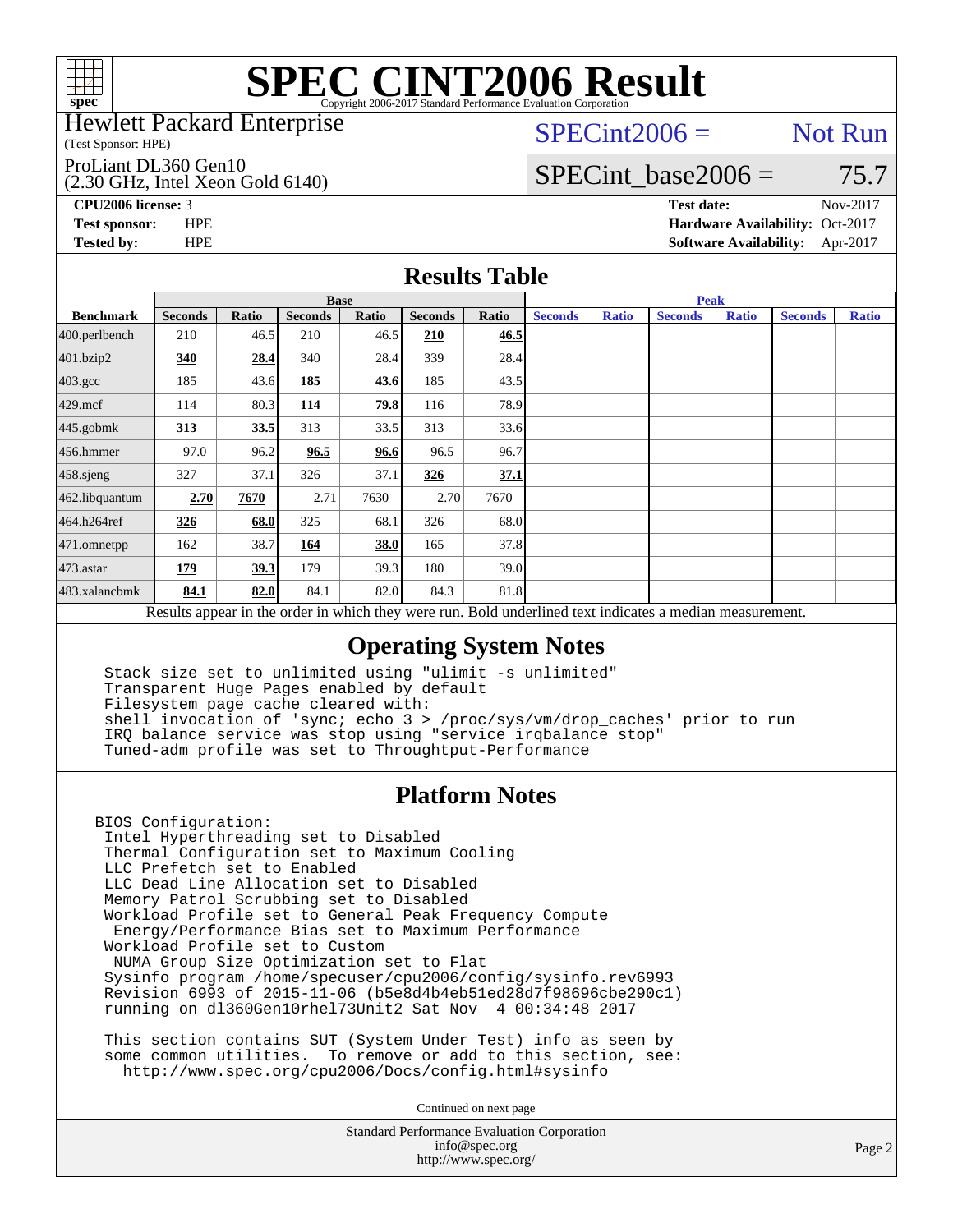# SPEC CINT2006 Result

Copyright 2006-2017 Standard Performance Evaluation Corporation

Hewlett Packard Enterprise
(Test Sponsor: HPE)

ProLiant DL360 Gen10
(2.30 GHz, Intel Xeon Gold 6140)

SPECint2006 = Not Run

SPECint_base2006 = 75.7

**CPU2006 license:** 3
**Test sponsor:** HPE
**Tested by:** HPE

**Test date:** Nov-2017
**Hardware Availability:** Oct-2017
**Software Availability:** Apr-2017

## Results Table

| Benchmark | Base | | | | | | Peak | | | | | |
|---|---|---|---|---|---|---|---|---|---|---|---|---|
| | Seconds | Ratio | Seconds | Ratio | Seconds | Ratio | Seconds | Ratio | Seconds | Ratio | Seconds | Ratio |
| 400.perlbench | 210 | 46.5 | 210 | 46.5 | **210** | **46.5** | | | | | | |
| 401.bzip2 | **340** | **28.4** | 340 | 28.4 | 339 | 28.4 | | | | | | |
| 403.gcc | 185 | 43.6 | **185** | **43.6** | 185 | 43.5 | | | | | | |
| 429.mcf | 114 | 80.3 | **114** | **79.8** | 116 | 78.9 | | | | | | |
| 445.gobmk | **313** | **33.5** | 313 | 33.5 | 313 | 33.6 | | | | | | |
| 456.hmmer | 97.0 | 96.2 | **96.5** | **96.6** | 96.5 | 96.7 | | | | | | |
| 458.sjeng | 327 | 37.1 | 326 | 37.1 | **326** | **37.1** | | | | | | |
| 462.libquantum | **2.70** | **7670** | 2.71 | 7630 | 2.70 | 7670 | | | | | | |
| 464.h264ref | **326** | **68.0** | 325 | 68.1 | 326 | 68.0 | | | | | | |
| 471.omnetpp | 162 | 38.7 | **164** | **38.0** | 165 | 37.8 | | | | | | |
| 473.astar | **179** | **39.3** | 179 | 39.3 | 180 | 39.0 | | | | | | |
| 483.xalancbmk | **84.1** | **82.0** | 84.1 | 82.0 | 84.3 | 81.8 | | | | | | |

Results appear in the order in which they were run. Bold underlined text indicates a median measurement.

## Operating System Notes

```
Stack size set to unlimited using "ulimit -s unlimited"
Transparent Huge Pages enabled by default
Filesystem page cache cleared with:
shell invocation of 'sync; echo 3 > /proc/sys/vm/drop_caches' prior to run
IRQ balance service was stop using "service irqbalance stop"
Tuned-adm profile was set to Throughput-Performance
```

## Platform Notes

```
BIOS Configuration:
 Intel Hyperthreading set to Disabled
 Thermal Configuration set to Maximum Cooling
 LLC Prefetch set to Enabled
 LLC Dead Line Allocation set to Disabled
 Memory Patrol Scrubbing set to Disabled
 Workload Profile set to General Peak Frequency Compute
  Energy/Performance Bias set to Maximum Performance
 Workload Profile set to Custom
  NUMA Group Size Optimization set to Flat
 Sysinfo program /home/specuser/cpu2006/config/sysinfo.rev6993
 Revision 6993 of 2015-11-06 (b5e8d4b4eb51ed28d7f98696cbe290c1)
 running on dl360Gen10rhel73Unit2 Sat Nov  4 00:34:48 2017

 This section contains SUT (System Under Test) info as seen by
 some common utilities.  To remove or add to this section, see:
   http://www.spec.org/cpu2006/Docs/config.html#sysinfo
```

Continued on next page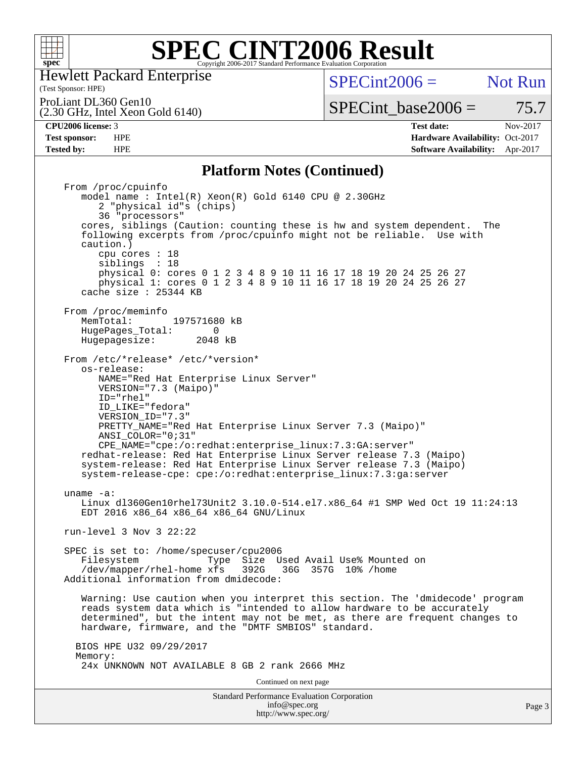# SPEC CINT2006 Result

Copyright 2006-2017 Standard Performance Evaluation Corporation

Hewlett Packard Enterprise
(Test Sponsor: HPE)

ProLiant DL360 Gen10
(2.30 GHz, Intel Xeon Gold 6140)

SPECint2006 = Not Run

SPECint_base2006 = 75.7

| | | | |
|---|---|---|---|
| **CPU2006 license:** 3 | | **Test date:** | Nov-2017 |
| **Test sponsor:** | HPE | **Hardware Availability:** | Oct-2017 |
| **Tested by:** | HPE | **Software Availability:** | Apr-2017 |

## Platform Notes (Continued)

```
From /proc/cpuinfo
   model name : Intel(R) Xeon(R) Gold 6140 CPU @ 2.30GHz
      2 "physical id"s (chips)
      36 "processors"
   cores, siblings (Caution: counting these is hw and system dependent.  The
   following excerpts from /proc/cpuinfo might not be reliable.  Use with
   caution.)
      cpu cores : 18
      siblings  : 18
      physical 0: cores 0 1 2 3 4 8 9 10 11 16 17 18 19 20 24 25 26 27
      physical 1: cores 0 1 2 3 4 8 9 10 11 16 17 18 19 20 24 25 26 27
   cache size : 25344 KB

From /proc/meminfo
   MemTotal:       197571680 kB
   HugePages_Total:       0
   Hugepagesize:       2048 kB

From /etc/*release* /etc/*version*
   os-release:
      NAME="Red Hat Enterprise Linux Server"
      VERSION="7.3 (Maipo)"
      ID="rhel"
      ID_LIKE="fedora"
      VERSION_ID="7.3"
      PRETTY_NAME="Red Hat Enterprise Linux Server 7.3 (Maipo)"
      ANSI_COLOR="0;31"
      CPE_NAME="cpe:/o:redhat:enterprise_linux:7.3:GA:server"
   redhat-release: Red Hat Enterprise Linux Server release 7.3 (Maipo)
   system-release: Red Hat Enterprise Linux Server release 7.3 (Maipo)
   system-release-cpe: cpe:/o:redhat:enterprise_linux:7.3:ga:server

uname -a:
   Linux dl360Gen10rhel73Unit2 3.10.0-514.el7.x86_64 #1 SMP Wed Oct 19 11:24:13
   EDT 2016 x86_64 x86_64 x86_64 GNU/Linux

run-level 3 Nov 3 22:22

SPEC is set to: /home/specuser/cpu2006
   Filesystem            Type  Size  Used Avail Use% Mounted on
   /dev/mapper/rhel-home xfs   392G   36G  357G  10% /home
Additional information from dmidecode:

   Warning: Use caution when you interpret this section. The 'dmidecode' program
   reads system data which is "intended to allow hardware to be accurately
   determined", but the intent may not be met, as there are frequent changes to
   hardware, firmware, and the "DMTF SMBIOS" standard.

  BIOS HPE U32 09/29/2017
  Memory:
   24x UNKNOWN NOT AVAILABLE 8 GB 2 rank 2666 MHz
```

Continued on next page

Standard Performance Evaluation Corporation
info@spec.org
http://www.spec.org/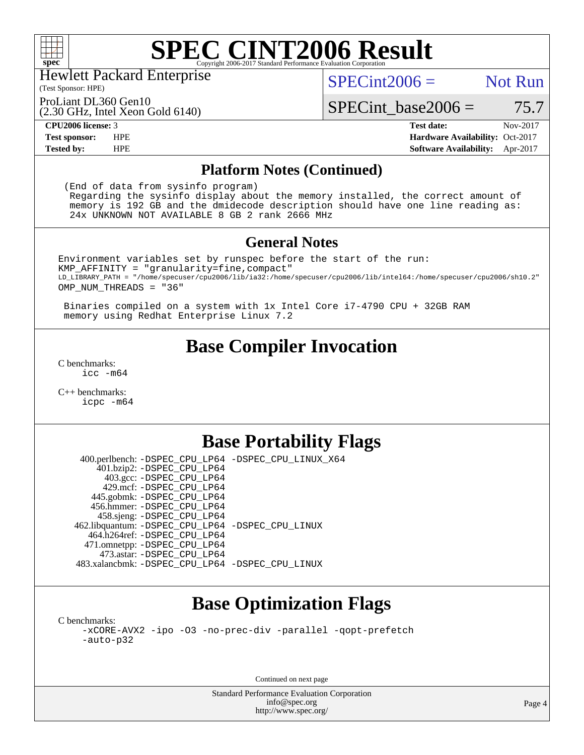# SPEC CINT2006 Result

Hewlett Packard Enterprise
(Test Sponsor: HPE)

ProLiant DL360 Gen10
(2.30 GHz, Intel Xeon Gold 6140)

SPECint2006 = Not Run

SPECint_base2006 = 75.7

| | | | |
|---|---|---|---|
| **CPU2006 license:** | 3 | **Test date:** | Nov-2017 |
| **Test sponsor:** | HPE | **Hardware Availability:** | Oct-2017 |
| **Tested by:** | HPE | **Software Availability:** | Apr-2017 |

## Platform Notes (Continued)

```
 (End of data from sysinfo program)
  Regarding the sysinfo display about the memory installed, the correct amount of
  memory is 192 GB and the dmidecode description should have one line reading as:
  24x UNKNOWN NOT AVAILABLE 8 GB 2 rank 2666 MHz
```

## General Notes

```
Environment variables set by runspec before the start of the run:
KMP_AFFINITY = "granularity=fine,compact"
LD_LIBRARY_PATH = "/home/specuser/cpu2006/lib/ia32:/home/specuser/cpu2006/lib/intel64:/home/specuser/cpu2006/sh10.2"
OMP_NUM_THREADS = "36"

 Binaries compiled on a system with 1x Intel Core i7-4790 CPU + 32GB RAM
 memory using Redhat Enterprise Linux 7.2
```

## Base Compiler Invocation

C benchmarks:
```
icc -m64
```

C++ benchmarks:
```
icpc -m64
```

## Base Portability Flags

| Benchmark | Flags |
|---|---|
| 400.perlbench: | -DSPEC_CPU_LP64 -DSPEC_CPU_LINUX_X64 |
| 401.bzip2: | -DSPEC_CPU_LP64 |
| 403.gcc: | -DSPEC_CPU_LP64 |
| 429.mcf: | -DSPEC_CPU_LP64 |
| 445.gobmk: | -DSPEC_CPU_LP64 |
| 456.hmmer: | -DSPEC_CPU_LP64 |
| 458.sjeng: | -DSPEC_CPU_LP64 |
| 462.libquantum: | -DSPEC_CPU_LP64 -DSPEC_CPU_LINUX |
| 464.h264ref: | -DSPEC_CPU_LP64 |
| 471.omnetpp: | -DSPEC_CPU_LP64 |
| 473.astar: | -DSPEC_CPU_LP64 |
| 483.xalancbmk: | -DSPEC_CPU_LP64 -DSPEC_CPU_LINUX |

## Base Optimization Flags

C benchmarks:
```
-xCORE-AVX2 -ipo -O3 -no-prec-div -parallel -qopt-prefetch
-auto-p32
```

Continued on next page

Standard Performance Evaluation Corporation
info@spec.org
http://www.spec.org/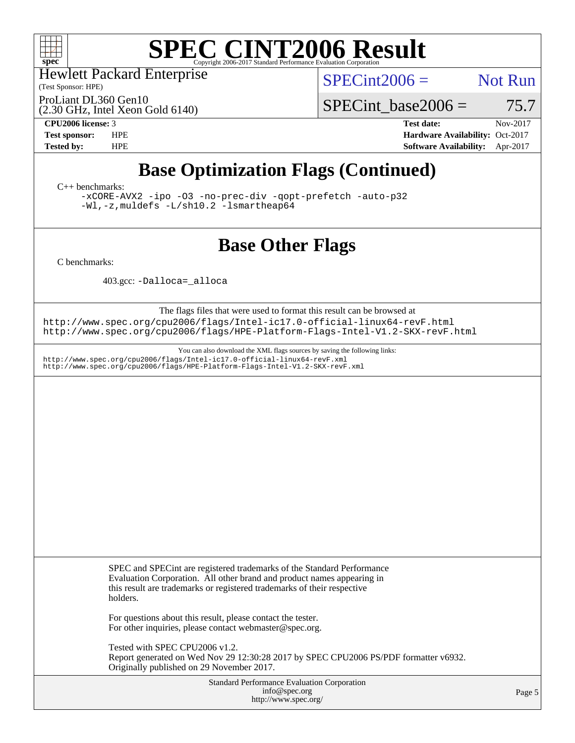## Base Optimization Flags (Continued)

C++ benchmarks:

```
-xCORE-AVX2 -ipo -O3 -no-prec-div -qopt-prefetch -auto-p32
-Wl,-z,muldefs -L/sh10.2 -lsmartheap64
```

## Base Other Flags

C benchmarks:

403.gcc: `-Dalloca=_alloca`

The flags files that were used to format this result can be browsed at
http://www.spec.org/cpu2006/flags/Intel-ic17.0-official-linux64-revF.html
http://www.spec.org/cpu2006/flags/HPE-Platform-Flags-Intel-V1.2-SKX-revF.html

You can also download the XML flags sources by saving the following links:
http://www.spec.org/cpu2006/flags/Intel-ic17.0-official-linux64-revF.xml
http://www.spec.org/cpu2006/flags/HPE-Platform-Flags-Intel-V1.2-SKX-revF.xml

SPEC and SPECint are registered trademarks of the Standard Performance Evaluation Corporation. All other brand and product names appearing in this result are trademarks or registered trademarks of their respective holders.

For questions about this result, please contact the tester.
For other inquiries, please contact webmaster@spec.org.

Tested with SPEC CPU2006 v1.2.
Report generated on Wed Nov 29 12:30:28 2017 by SPEC CPU2006 PS/PDF formatter v6932.
Originally published on 29 November 2017.